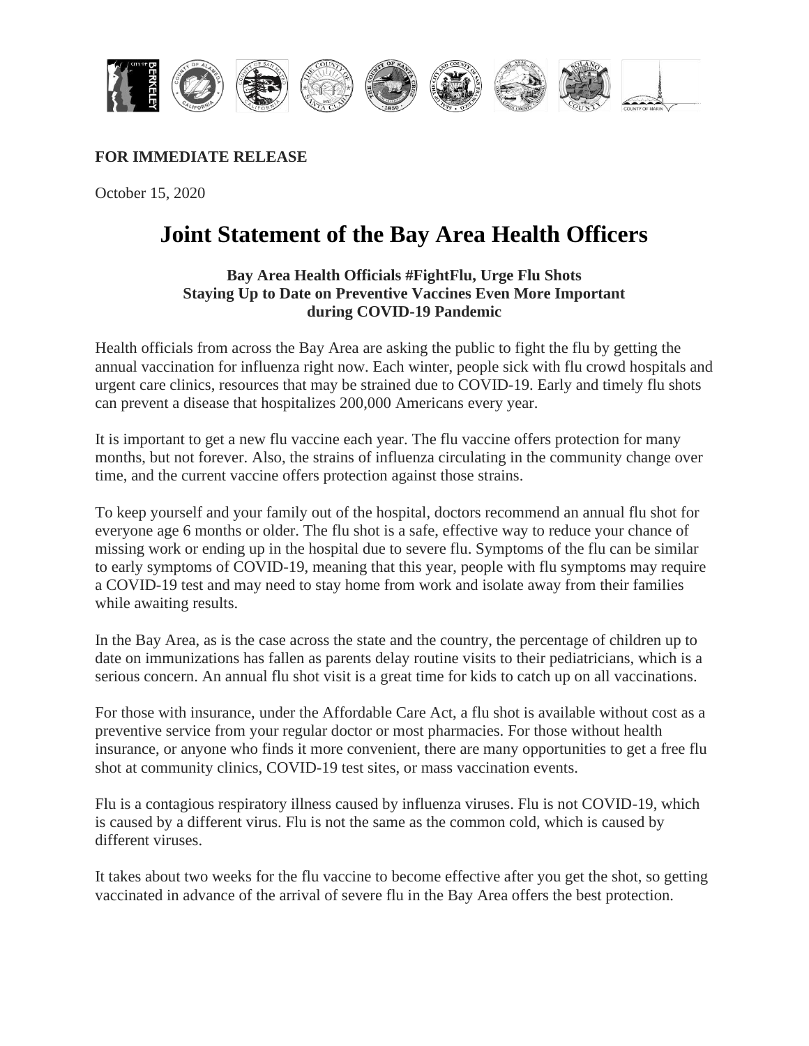**FOR IMMEDIATE RELEASE**

October 15, 2020

# Joint Statement of the Bay Area Health Officers

### Bay Area Health Officials #FightFlu, Urge Flu Shots
### Staying Up to Date on Preventive Vaccines Even More Important during COVID-19 Pandemic

Health officials from across the Bay Area are asking the public to fight the flu by getting the annual vaccination for influenza right now. Each winter, people sick with flu crowd hospitals and urgent care clinics, resources that may be strained due to COVID-19. Early and timely flu shots can prevent a disease that hospitalizes 200,000 Americans every year.

It is important to get a new flu vaccine each year. The flu vaccine offers protection for many months, but not forever. Also, the strains of influenza circulating in the community change over time, and the current vaccine offers protection against those strains.

To keep yourself and your family out of the hospital, doctors recommend an annual flu shot for everyone age 6 months or older. The flu shot is a safe, effective way to reduce your chance of missing work or ending up in the hospital due to severe flu. Symptoms of the flu can be similar to early symptoms of COVID-19, meaning that this year, people with flu symptoms may require a COVID-19 test and may need to stay home from work and isolate away from their families while awaiting results.

In the Bay Area, as is the case across the state and the country, the percentage of children up to date on immunizations has fallen as parents delay routine visits to their pediatricians, which is a serious concern. An annual flu shot visit is a great time for kids to catch up on all vaccinations.

For those with insurance, under the Affordable Care Act, a flu shot is available without cost as a preventive service from your regular doctor or most pharmacies. For those without health insurance, or anyone who finds it more convenient, there are many opportunities to get a free flu shot at community clinics, COVID-19 test sites, or mass vaccination events.

Flu is a contagious respiratory illness caused by influenza viruses. Flu is not COVID-19, which is caused by a different virus. Flu is not the same as the common cold, which is caused by different viruses.

It takes about two weeks for the flu vaccine to become effective after you get the shot, so getting vaccinated in advance of the arrival of severe flu in the Bay Area offers the best protection.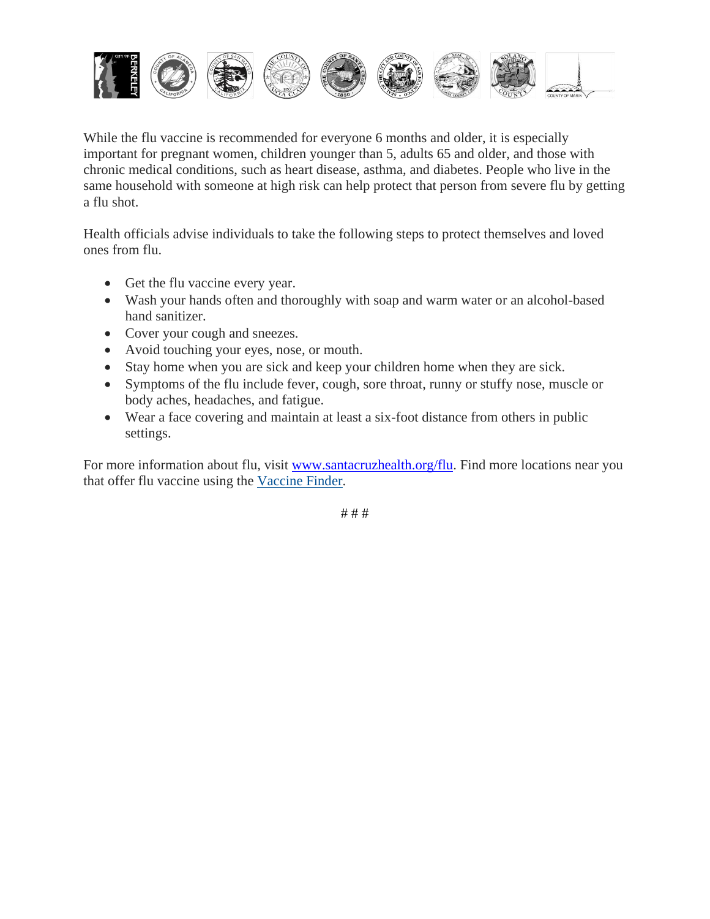While the flu vaccine is recommended for everyone 6 months and older, it is especially important for pregnant women, children younger than 5, adults 65 and older, and those with chronic medical conditions, such as heart disease, asthma, and diabetes. People who live in the same household with someone at high risk can help protect that person from severe flu by getting a flu shot.

Health officials advise individuals to take the following steps to protect themselves and loved ones from flu.

- Get the flu vaccine every year.
- Wash your hands often and thoroughly with soap and warm water or an alcohol-based hand sanitizer.
- Cover your cough and sneezes.
- Avoid touching your eyes, nose, or mouth.
- Stay home when you are sick and keep your children home when they are sick.
- Symptoms of the flu include fever, cough, sore throat, runny or stuffy nose, muscle or body aches, headaches, and fatigue.
- Wear a face covering and maintain at least a six-foot distance from others in public settings.

For more information about flu, visit [www.santacruzhealth.org/flu](http://www.santacruzhealth.org/flu). Find more locations near you that offer flu vaccine using the Vaccine Finder.

# # #